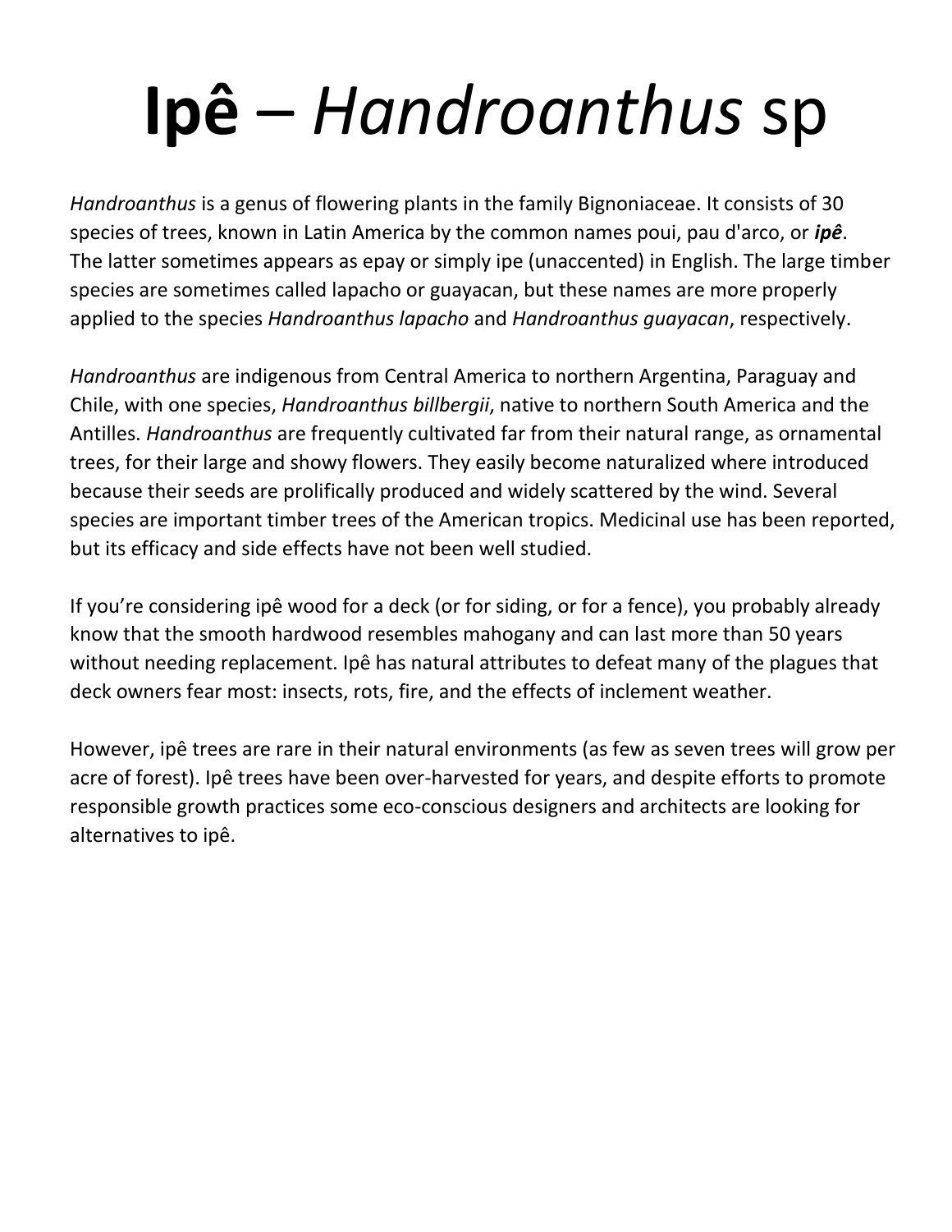# **Ipê** – *Handroanthus* sp

*Handroanthus* is a genus of flowering plants in the family Bignoniaceae. It consists of 30 species of trees, known in Latin America by the common names poui, pau d'arco, or ***ipê***. The latter sometimes appears as epay or simply ipe (unaccented) in English. The large timber species are sometimes called lapacho or guayacan, but these names are more properly applied to the species *Handroanthus lapacho* and *Handroanthus guayacan*, respectively.

*Handroanthus* are indigenous from Central America to northern Argentina, Paraguay and Chile, with one species, *Handroanthus billbergii*, native to northern South America and the Antilles. *Handroanthus* are frequently cultivated far from their natural range, as ornamental trees, for their large and showy flowers. They easily become naturalized where introduced because their seeds are prolifically produced and widely scattered by the wind. Several species are important timber trees of the American tropics. Medicinal use has been reported, but its efficacy and side effects have not been well studied.

If you're considering ipê wood for a deck (or for siding, or for a fence), you probably already know that the smooth hardwood resembles mahogany and can last more than 50 years without needing replacement. Ipê has natural attributes to defeat many of the plagues that deck owners fear most: insects, rots, fire, and the effects of inclement weather.

However, ipê trees are rare in their natural environments (as few as seven trees will grow per acre of forest). Ipê trees have been over-harvested for years, and despite efforts to promote responsible growth practices some eco-conscious designers and architects are looking for alternatives to ipê.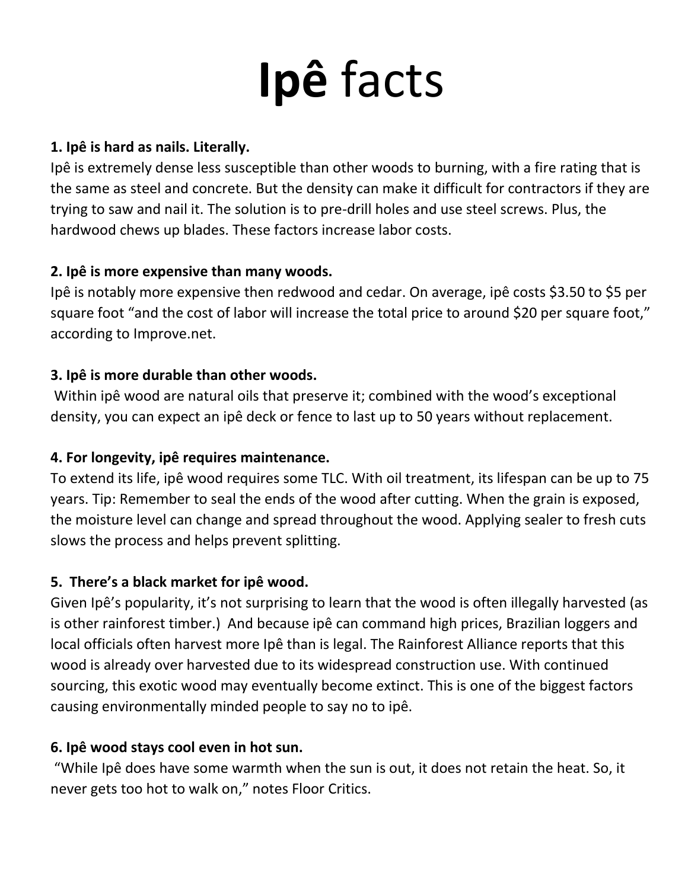# **Ipê** facts

**1. Ipê is hard as nails. Literally.**
Ipê is extremely dense less susceptible than other woods to burning, with a fire rating that is the same as steel and concrete. But the density can make it difficult for contractors if they are trying to saw and nail it. The solution is to pre-drill holes and use steel screws. Plus, the hardwood chews up blades. These factors increase labor costs.

**2. Ipê is more expensive than many woods.**
Ipê is notably more expensive then redwood and cedar. On average, ipê costs $3.50 to $5 per square foot "and the cost of labor will increase the total price to around $20 per square foot," according to Improve.net.

**3. Ipê is more durable than other woods.**
Within ipê wood are natural oils that preserve it; combined with the wood's exceptional density, you can expect an ipê deck or fence to last up to 50 years without replacement.

**4. For longevity, ipê requires maintenance.**
To extend its life, ipê wood requires some TLC. With oil treatment, its lifespan can be up to 75 years. Tip: Remember to seal the ends of the wood after cutting. When the grain is exposed, the moisture level can change and spread throughout the wood. Applying sealer to fresh cuts slows the process and helps prevent splitting.

**5. There's a black market for ipê wood.**
Given Ipê's popularity, it's not surprising to learn that the wood is often illegally harvested (as is other rainforest timber.) And because ipê can command high prices, Brazilian loggers and local officials often harvest more Ipê than is legal. The Rainforest Alliance reports that this wood is already over harvested due to its widespread construction use. With continued sourcing, this exotic wood may eventually become extinct. This is one of the biggest factors causing environmentally minded people to say no to ipê.

**6. Ipê wood stays cool even in hot sun.**
"While Ipê does have some warmth when the sun is out, it does not retain the heat. So, it never gets too hot to walk on," notes Floor Critics.